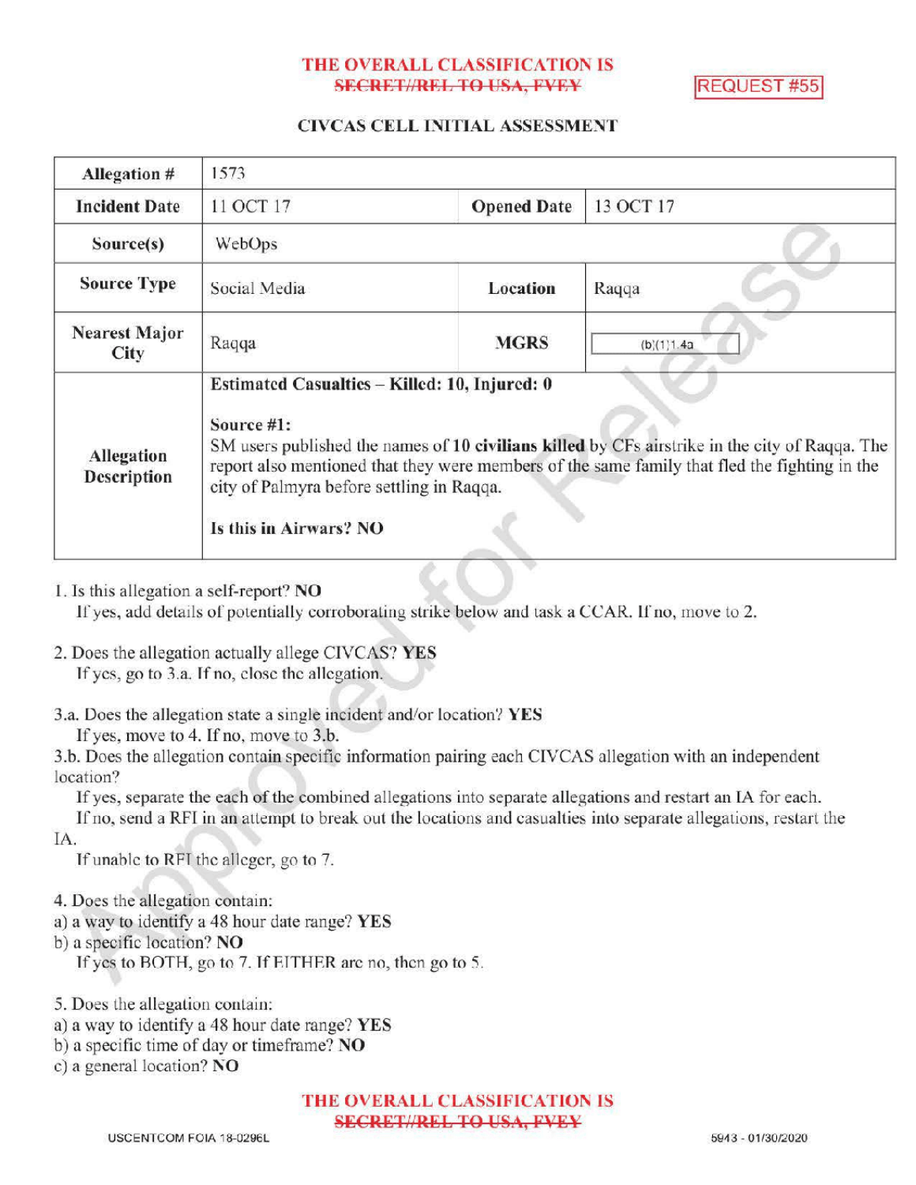THE OVERALL CLASSIFICATION IS
~~SECRET//REL TO USA, FVEY~~

REQUEST #55

## CIVCAS CELL INITIAL ASSESSMENT

| **Allegation #** | 1573 | | |
|---|---|---|---|
| **Incident Date** | 11 OCT 17 | **Opened Date** | 13 OCT 17 |
| **Source(s)** | WebOps | | |
| **Source Type** | Social Media | **Location** | Raqqa |
| **Nearest Major City** | Raqqa | **MGRS** | (b)(1)1.4a |
| **Allegation Description** | **Estimated Casualties – Killed: 10, Injured: 0**<br><br>**Source #1:**<br>SM users published the names of **10 civilians killed** by CFs airstrike in the city of Raqqa. The report also mentioned that they were members of the same family that fled the fighting in the city of Palmyra before settling in Raqqa.<br><br>**Is this in Airwars? NO** | | |

1. Is this allegation a self-report? **NO**
   If yes, add details of potentially corroborating strike below and task a CCAR. If no, move to 2.

2. Does the allegation actually allege CIVCAS? **YES**
   If yes, go to 3.a. If no, close the allegation.

3.a. Does the allegation state a single incident and/or location? **YES**
   If yes, move to 4. If no, move to 3.b.
3.b. Does the allegation contain specific information pairing each CIVCAS allegation with an independent location?
   If yes, separate the each of the combined allegations into separate allegations and restart an IA for each.
   If no, send a RFI in an attempt to break out the locations and casualties into separate allegations, restart the IA.
   If unable to RFI the alleger, go to 7.

4. Does the allegation contain:
a) a way to identify a 48 hour date range? **YES**
b) a specific location? **NO**
   If yes to BOTH, go to 7. If EITHER are no, then go to 5.

5. Does the allegation contain:
a) a way to identify a 48 hour date range? **YES**
b) a specific time of day or timeframe? **NO**
c) a general location? **NO**

THE OVERALL CLASSIFICATION IS
~~SECRET//REL TO USA, FVEY~~

USCENTCOM FOIA 18-0296L

5943 - 01/30/2020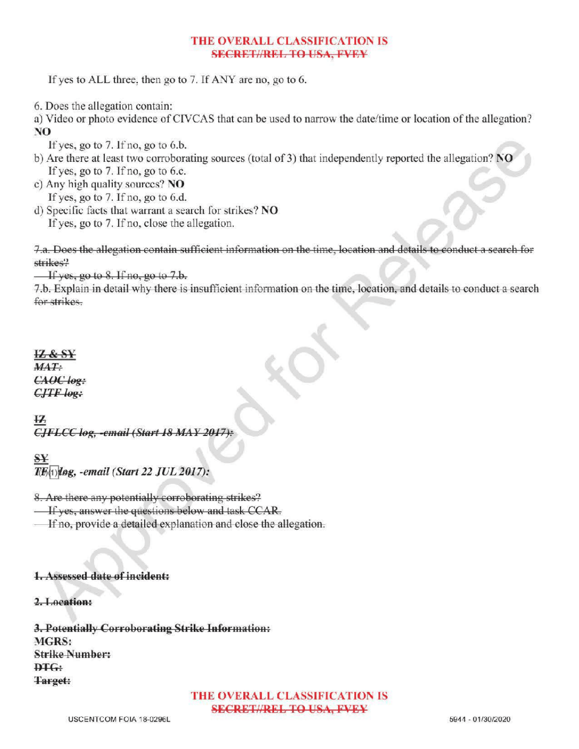If yes to ALL three, then go to 7. If ANY are no, go to 6.

6. Does the allegation contain:

a) Video or photo evidence of CIVCAS that can be used to narrow the date/time or location of the allegation? **NO**

If yes, go to 7. If no, go to 6.b.

b) Are there at least two corroborating sources (total of 3) that independently reported the allegation? **NO**

If yes, go to 7. If no, go to 6.c.

c) Any high quality sources? **NO**

If yes, go to 7. If no, go to 6.d.

d) Specific facts that warrant a search for strikes? **NO**

If yes, go to 7. If no, close the allegation.

~~7.a. Does the allegation contain sufficient information on the time, location and details to conduct a search for strikes?~~

~~If yes, go to 8. If no, go to 7.b.~~

~~7.b. Explain in detail why there is insufficient information on the time, location, and details to conduct a search for strikes.~~

~~**IZ & SY**~~

~~***MAT:***~~

~~***CAOC log:***~~

~~***CJTF log:***~~

~~**IZ**~~

~~***CJFLCC log, -email (Start 18 MAY 2017):***~~

~~**SY**~~

***TF(1)log, -email (Start 22 JUL 2017):***

~~8. Are there any potentially corroborating strikes?~~

~~If yes, answer the questions below and task CCAR.~~

~~If no, provide a detailed explanation and close the allegation.~~

~~**1. Assessed date of incident:**~~

~~**2. Location:**~~

~~**3. Potentially Corroborating Strike Information:**~~

**MGRS:**

~~**Strike Number:**~~

~~**DTG:**~~

~~**Target:**~~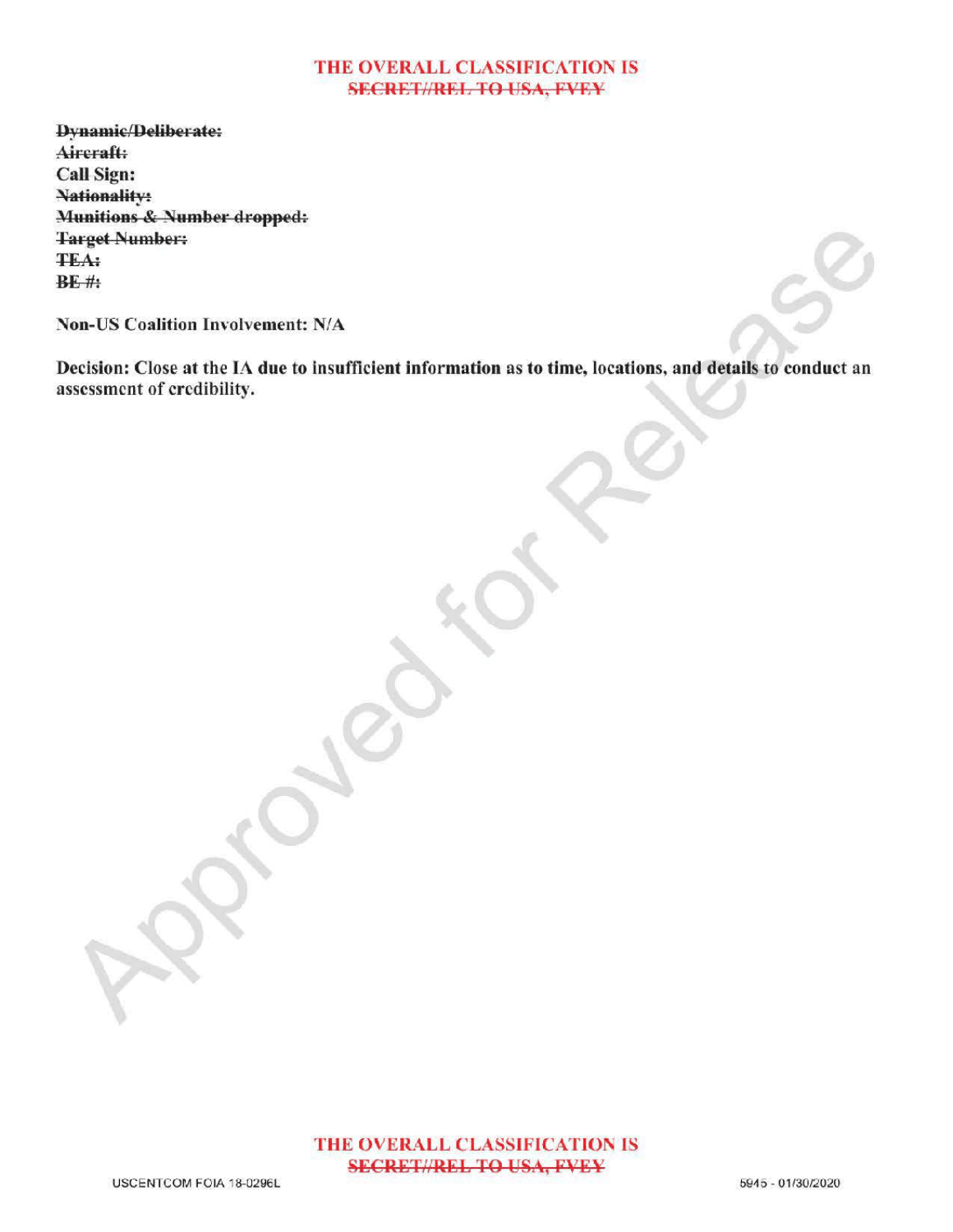~~Dynamic/Deliberate:~~
~~Aircraft:~~
**Call Sign:**
~~Nationality:~~
~~Munitions & Number dropped:~~
~~Target Number:~~
~~TEA:~~
~~BE #:~~

**Non-US Coalition Involvement: N/A**

**Decision:** Close at the IA **due to insufficient information as to time, locations, and details** to conduct an assessment of credibility.